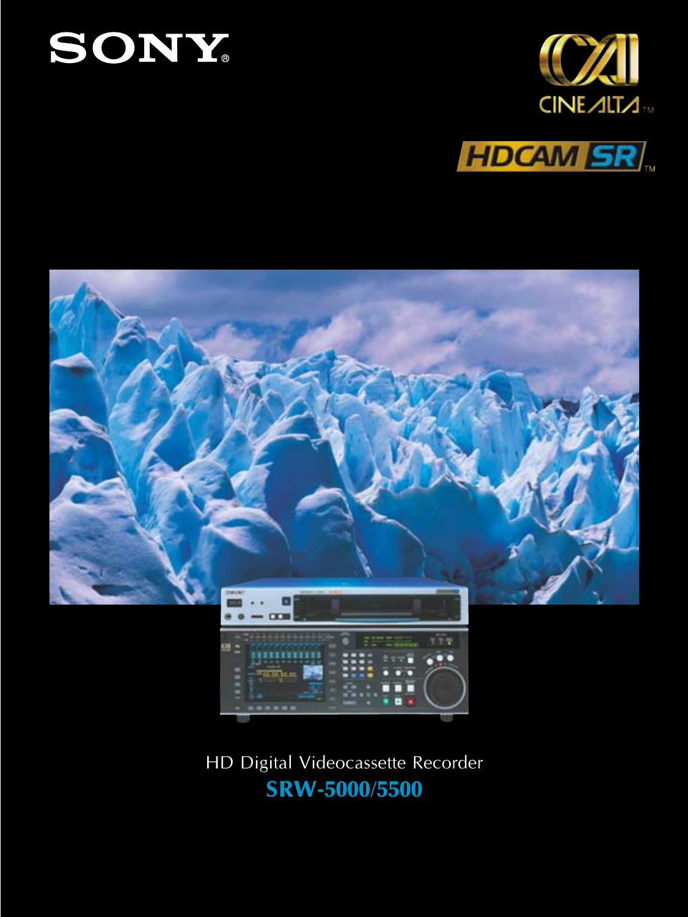SONY

CINEALTA

HDCAM SR

HD Digital Videocassette Recorder

# SRW-5000/5500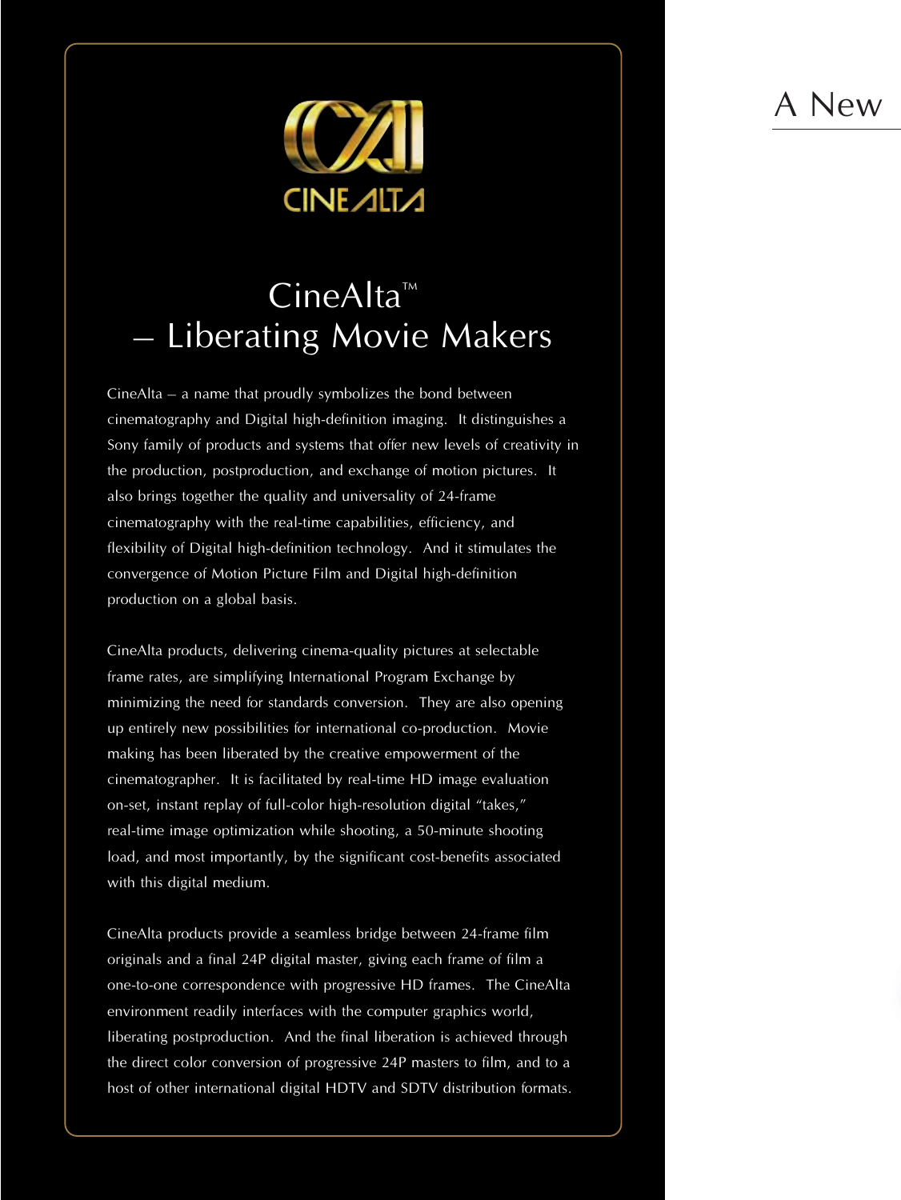CINEALTA

# CineAlta™ – Liberating Movie Makers

CineAlta – a name that proudly symbolizes the bond between cinematography and Digital high-definition imaging. It distinguishes a Sony family of products and systems that offer new levels of creativity in the production, postproduction, and exchange of motion pictures. It also brings together the quality and universality of 24-frame cinematography with the real-time capabilities, efficiency, and flexibility of Digital high-definition technology. And it stimulates the convergence of Motion Picture Film and Digital high-definition production on a global basis.

CineAlta products, delivering cinema-quality pictures at selectable frame rates, are simplifying International Program Exchange by minimizing the need for standards conversion. They are also opening up entirely new possibilities for international co-production. Movie making has been liberated by the creative empowerment of the cinematographer. It is facilitated by real-time HD image evaluation on-set, instant replay of full-color high-resolution digital "takes," real-time image optimization while shooting, a 50-minute shooting load, and most importantly, by the significant cost-benefits associated with this digital medium.

CineAlta products provide a seamless bridge between 24-frame film originals and a final 24P digital master, giving each frame of film a one-to-one correspondence with progressive HD frames. The CineAlta environment readily interfaces with the computer graphics world, liberating postproduction. And the final liberation is achieved through the direct color conversion of progressive 24P masters to film, and to a host of other international digital HDTV and SDTV distribution formats.

# A New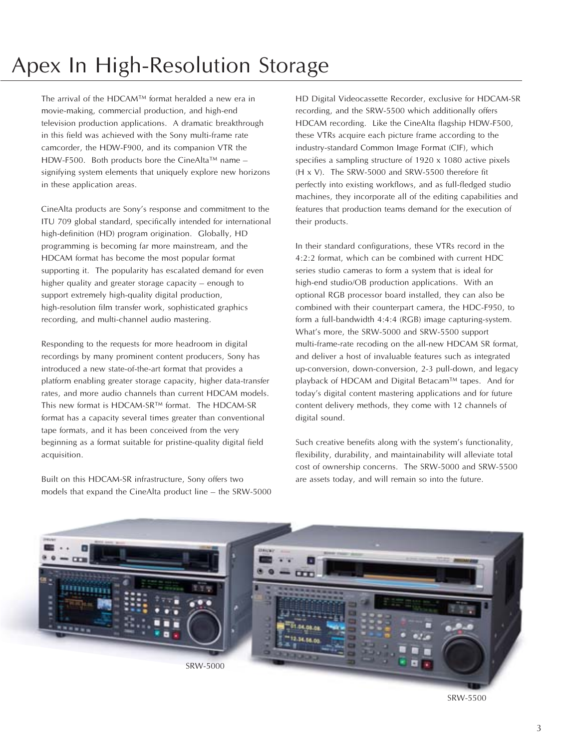# Apex In High-Resolution Storage

The arrival of the HDCAM™ format heralded a new era in movie-making, commercial production, and high-end television production applications. A dramatic breakthrough in this field was achieved with the Sony multi-frame rate camcorder, the HDW-F900, and its companion VTR the HDW-F500. Both products bore the CineAlta™ name – signifying system elements that uniquely explore new horizons in these application areas.

CineAlta products are Sony's response and commitment to the ITU 709 global standard, specifically intended for international high-definition (HD) program origination. Globally, HD programming is becoming far more mainstream, and the HDCAM format has become the most popular format supporting it. The popularity has escalated demand for even higher quality and greater storage capacity – enough to support extremely high-quality digital production, high-resolution film transfer work, sophisticated graphics recording, and multi-channel audio mastering.

Responding to the requests for more headroom in digital recordings by many prominent content producers, Sony has introduced a new state-of-the-art format that provides a platform enabling greater storage capacity, higher data-transfer rates, and more audio channels than current HDCAM models. This new format is HDCAM-SR™ format. The HDCAM-SR format has a capacity several times greater than conventional tape formats, and it has been conceived from the very beginning as a format suitable for pristine-quality digital field acquisition.

Built on this HDCAM-SR infrastructure, Sony offers two models that expand the CineAlta product line – the SRW-5000 HD Digital Videocassette Recorder, exclusive for HDCAM-SR recording, and the SRW-5500 which additionally offers HDCAM recording. Like the CineAlta flagship HDW-F500, these VTRs acquire each picture frame according to the industry-standard Common Image Format (CIF), which specifies a sampling structure of 1920 x 1080 active pixels (H x V). The SRW-5000 and SRW-5500 therefore fit perfectly into existing workflows, and as full-fledged studio machines, they incorporate all of the editing capabilities and features that production teams demand for the execution of their products.

In their standard configurations, these VTRs record in the 4:2:2 format, which can be combined with current HDC series studio cameras to form a system that is ideal for high-end studio/OB production applications. With an optional RGB processor board installed, they can also be combined with their counterpart camera, the HDC-F950, to form a full-bandwidth 4:4:4 (RGB) image capturing-system. What's more, the SRW-5000 and SRW-5500 support multi-frame-rate recoding on the all-new HDCAM SR format, and deliver a host of invaluable features such as integrated up-conversion, down-conversion, 2-3 pull-down, and legacy playback of HDCAM and Digital Betacam™ tapes. And for today's digital content mastering applications and for future content delivery methods, they come with 12 channels of digital sound.

Such creative benefits along with the system's functionality, flexibility, durability, and maintainability will alleviate total cost of ownership concerns. The SRW-5000 and SRW-5500 are assets today, and will remain so into the future.

SRW-5000

SRW-5500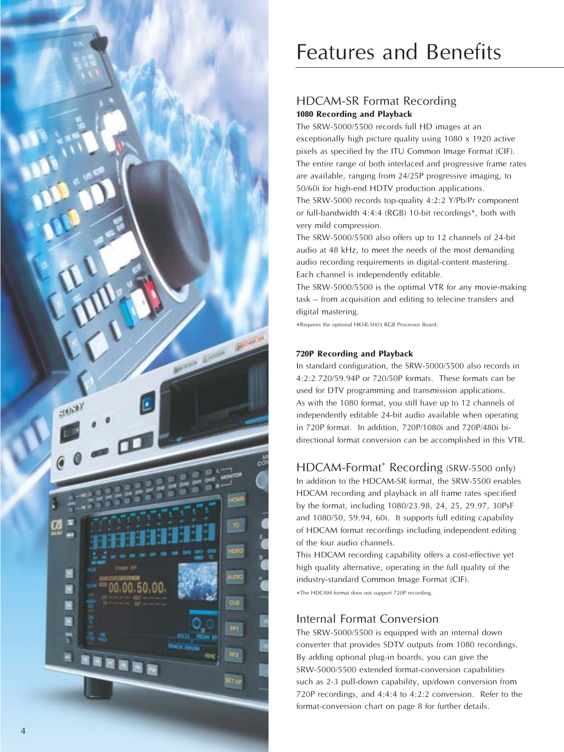# Features and Benefits

## HDCAM-SR Format Recording

**1080 Recording and Playback**

The SRW-5000/5500 records full HD images at an exceptionally high picture quality using 1080 x 1920 active pixels as specified by the ITU Common Image Format (CIF). The entire range of both interlaced and progressive frame rates are available, ranging from 24/25P progressive imaging, to 50/60i for high-end HDTV production applications.

The SRW-5000 records top-quality 4:2:2 Y/Pb/Pr component or full-bandwidth 4:4:4 (RGB) 10-bit recordings*, both with very mild compression.

The SRW-5000/5500 also offers up to 12 channels of 24-bit audio at 48 kHz, to meet the needs of the most demanding audio recording requirements in digital-content mastering. Each channel is independently editable.

The SRW-5000/5500 is the optimal VTR for any movie-making task – from acquisition and editing to telecine transfers and digital mastering.

*Requires the optional HKSR-5003 RGB Processor Board.

**720P Recording and Playback**

In standard configuration, the SRW-5000/5500 also records in 4:2:2 720/59.94P or 720/50P formats. These formats can be used for DTV programming and transmission applications.

As with the 1080 format, you still have up to 12 channels of independently editable 24-bit audio available when operating in 720P format. In addition, 720P/1080i and 720P/480i bi-directional format conversion can be accomplished in this VTR.

## HDCAM-Format* Recording (SRW-5500 only)

In addition to the HDCAM-SR format, the SRW-5500 enables HDCAM recording and playback in all frame rates specified by the format, including 1080/23.98, 24, 25, 29.97, 30PsF and 1080/50, 59.94, 60i. It supports full editing capability of HDCAM format recordings including independent editing of the four audio channels.

This HDCAM recording capability offers a cost-effective yet high quality alternative, operating in the full quality of the industry-standard Common Image Format (CIF).

*The HDCAM format does not support 720P recording.

## Internal Format Conversion

The SRW-5000/5500 is equipped with an internal down converter that provides SDTV outputs from 1080 recordings. By adding optional plug-in boards, you can give the SRW-5000/5500 extended format-conversion capabilities such as 2-3 pull-down capability, up/down conversion from 720P recordings, and 4:4:4 to 4:2:2 conversion. Refer to the format-conversion chart on page 8 for further details.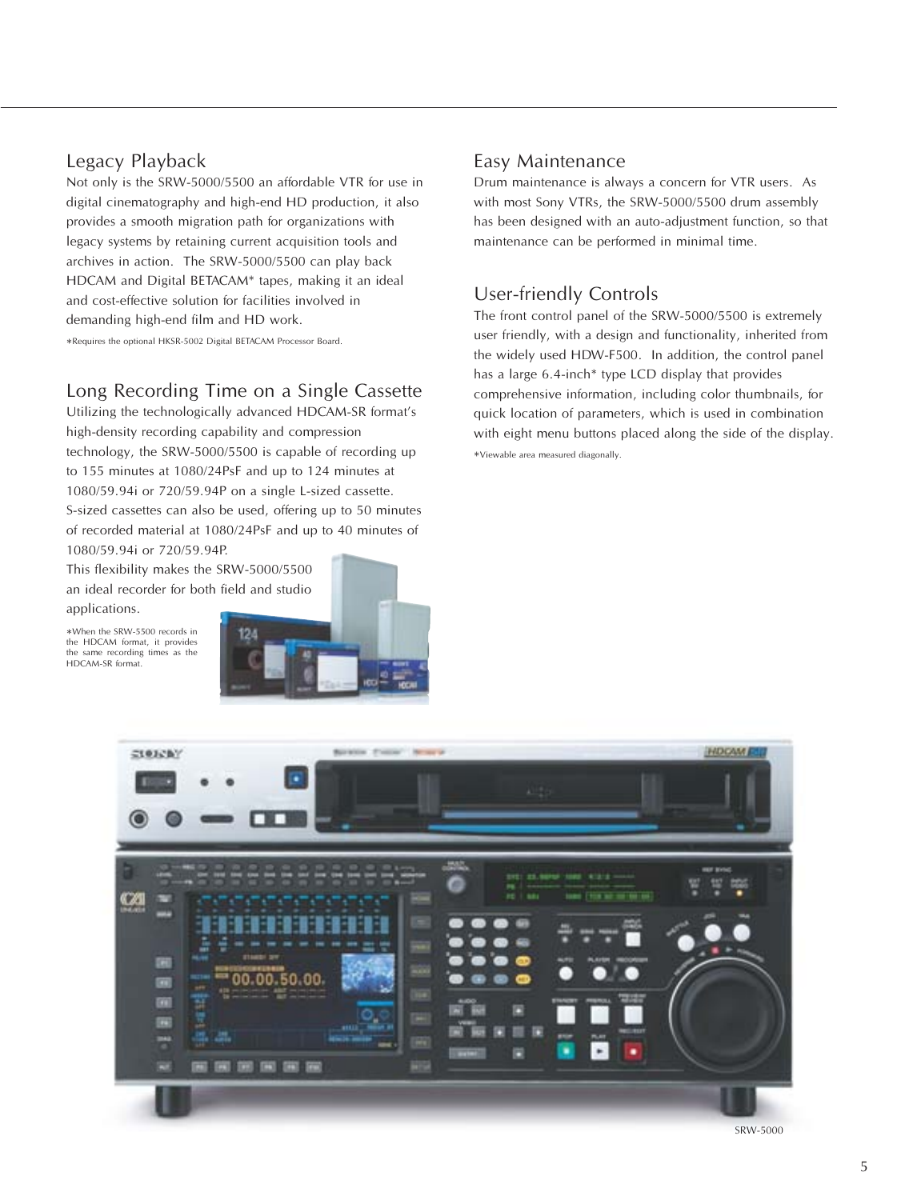## Legacy Playback

Not only is the SRW-5000/5500 an affordable VTR for use in digital cinematography and high-end HD production, it also provides a smooth migration path for organizations with legacy systems by retaining current acquisition tools and archives in action. The SRW-5000/5500 can play back HDCAM and Digital BETACAM* tapes, making it an ideal and cost-effective solution for facilities involved in demanding high-end film and HD work.

*Requires the optional HKSR-5002 Digital BETACAM Processor Board.

## Long Recording Time on a Single Cassette

Utilizing the technologically advanced HDCAM-SR format's high-density recording capability and compression technology, the SRW-5000/5500 is capable of recording up to 155 minutes at 1080/24PsF and up to 124 minutes at 1080/59.94i or 720/59.94P on a single L-sized cassette. S-sized cassettes can also be used, offering up to 50 minutes of recorded material at 1080/24PsF and up to 40 minutes of 1080/59.94i or 720/59.94P.

This flexibility makes the SRW-5000/5500 an ideal recorder for both field and studio applications.

*When the SRW-5500 records in the HDCAM format, it provides the same recording times as the HDCAM-SR format.

## Easy Maintenance

Drum maintenance is always a concern for VTR users. As with most Sony VTRs, the SRW-5000/5500 drum assembly has been designed with an auto-adjustment function, so that maintenance can be performed in minimal time.

## User-friendly Controls

The front control panel of the SRW-5000/5500 is extremely user friendly, with a design and functionality, inherited from the widely used HDW-F500. In addition, the control panel has a large 6.4-inch* type LCD display that provides comprehensive information, including color thumbnails, for quick location of parameters, which is used in combination with eight menu buttons placed along the side of the display.

*Viewable area measured diagonally.

SRW-5000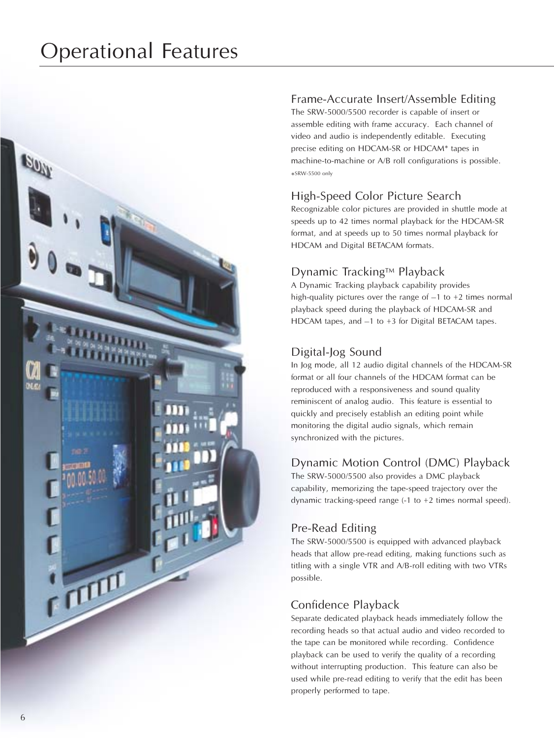# Operational Features

## Frame-Accurate Insert/Assemble Editing

The SRW-5000/5500 recorder is capable of insert or assemble editing with frame accuracy. Each channel of video and audio is independently editable. Executing precise editing on HDCAM-SR or HDCAM* tapes in machine-to-machine or A/B roll configurations is possible.

*SRW-5500 only

## High-Speed Color Picture Search

Recognizable color pictures are provided in shuttle mode at speeds up to 42 times normal playback for the HDCAM-SR format, and at speeds up to 50 times normal playback for HDCAM and Digital BETACAM formats.

## Dynamic Tracking™ Playback

A Dynamic Tracking playback capability provides high-quality pictures over the range of –1 to +2 times normal playback speed during the playback of HDCAM-SR and HDCAM tapes, and –1 to +3 for Digital BETACAM tapes.

## Digital-Jog Sound

In Jog mode, all 12 audio digital channels of the HDCAM-SR format or all four channels of the HDCAM format can be reproduced with a responsiveness and sound quality reminiscent of analog audio. This feature is essential to quickly and precisely establish an editing point while monitoring the digital audio signals, which remain synchronized with the pictures.

## Dynamic Motion Control (DMC) Playback

The SRW-5000/5500 also provides a DMC playback capability, memorizing the tape-speed trajectory over the dynamic tracking-speed range (-1 to +2 times normal speed).

## Pre-Read Editing

The SRW-5000/5500 is equipped with advanced playback heads that allow pre-read editing, making functions such as titling with a single VTR and A/B-roll editing with two VTRs possible.

## Confidence Playback

Separate dedicated playback heads immediately follow the recording heads so that actual audio and video recorded to the tape can be monitored while recording. Confidence playback can be used to verify the quality of a recording without interrupting production. This feature can also be used while pre-read editing to verify that the edit has been properly performed to tape.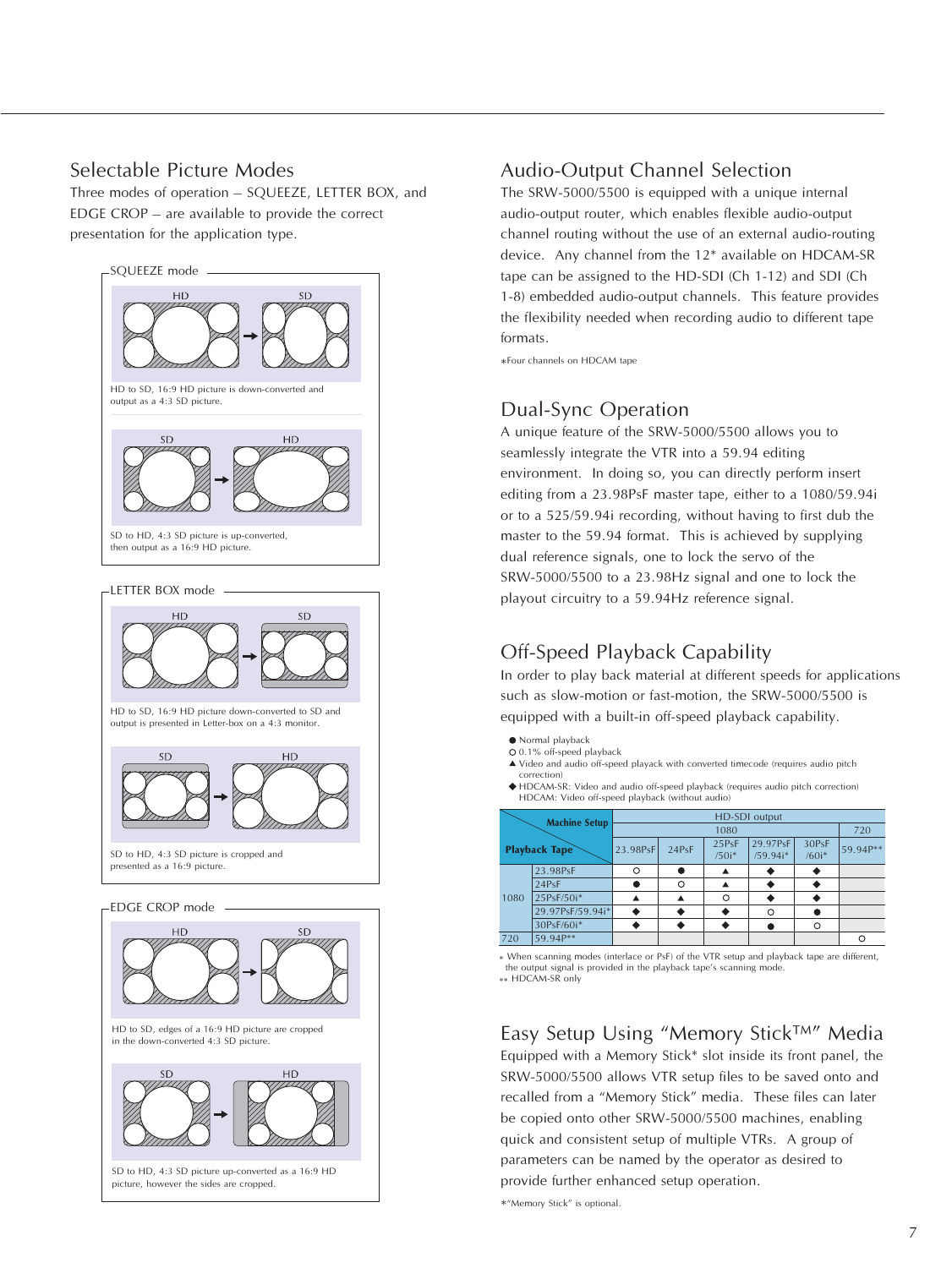## Selectable Picture Modes

Three modes of operation – SQUEEZE, LETTER BOX, and EDGE CROP – are available to provide the correct presentation for the application type.

### SQUEEZE mode

HD → SD

HD to SD, 16:9 HD picture is down-converted and output as a 4:3 SD picture.

SD → HD

SD to HD, 4:3 SD picture is up-converted, then output as a 16:9 HD picture.

### LETTER BOX mode

HD → SD

HD to SD, 16:9 HD picture down-converted to SD and output is presented in Letter-box on a 4:3 monitor.

SD → HD

SD to HD, 4:3 SD picture is cropped and presented as a 16:9 picture.

### EDGE CROP mode

HD → SD

HD to SD, edges of a 16:9 HD picture are cropped in the down-converted 4:3 SD picture.

SD → HD

SD to HD, 4:3 SD picture up-converted as a 16:9 HD picture, however the sides are cropped.

## Audio-Output Channel Selection

The SRW-5000/5500 is equipped with a unique internal audio-output router, which enables flexible audio-output channel routing without the use of an external audio-routing device. Any channel from the 12* available on HDCAM-SR tape can be assigned to the HD-SDI (Ch 1-12) and SDI (Ch 1-8) embedded audio-output channels. This feature provides the flexibility needed when recording audio to different tape formats.

*Four channels on HDCAM tape

## Dual-Sync Operation

A unique feature of the SRW-5000/5500 allows you to seamlessly integrate the VTR into a 59.94 editing environment. In doing so, you can directly perform insert editing from a 23.98PsF master tape, either to a 1080/59.94i or to a 525/59.94i recording, without having to first dub the master to the 59.94 format. This is achieved by supplying dual reference signals, one to lock the servo of the SRW-5000/5500 to a 23.98Hz signal and one to lock the playout circuitry to a 59.94Hz reference signal.

## Off-Speed Playback Capability

In order to play back material at different speeds for applications such as slow-motion or fast-motion, the SRW-5000/5500 is equipped with a built-in off-speed playback capability.

- ● Normal playback
- ○ 0.1% off-speed playback
- ▲ Video and audio off-speed playack with converted timecode (requires audio pitch correction)
- ◆ HDCAM-SR: Video and audio off-speed playback (requires audio pitch correction)
  HDCAM: Video off-speed playback (without audio)

| Playback Tape \ Machine Setup | | HD-SDI output | | | | | |
|---|---|---|---|---|---|---|---|
| | | 1080 | | | | | 720 |
| | | 23.98PsF | 24PsF | 25PsF /50i* | 29.97PsF /59.94i* | 30PsF /60i* | 59.94P** |
| 1080 | 23.98PsF | ○ | ● | ▲ | ◆ | ◆ | |
| | 24PsF | ● | ○ | ▲ | ◆ | ◆ | |
| | 25PsF/50i* | ▲ | ▲ | ○ | ◆ | ◆ | |
| | 29.97PsF/59.94i* | ◆ | ◆ | ◆ | ○ | ● | |
| | 30PsF/60i* | ◆ | ◆ | ◆ | ● | ○ | |
| 720 | 59.94P** | | | | | | ○ |

* When scanning modes (interlace or PsF) of the VTR setup and playback tape are different, the output signal is provided in the playback tape's scanning mode.
** HDCAM-SR only

## Easy Setup Using "Memory Stick™" Media

Equipped with a Memory Stick* slot inside its front panel, the SRW-5000/5500 allows VTR setup files to be saved onto and recalled from a "Memory Stick" media. These files can later be copied onto other SRW-5000/5500 machines, enabling quick and consistent setup of multiple VTRs. A group of parameters can be named by the operator as desired to provide further enhanced setup operation.

*"Memory Stick" is optional.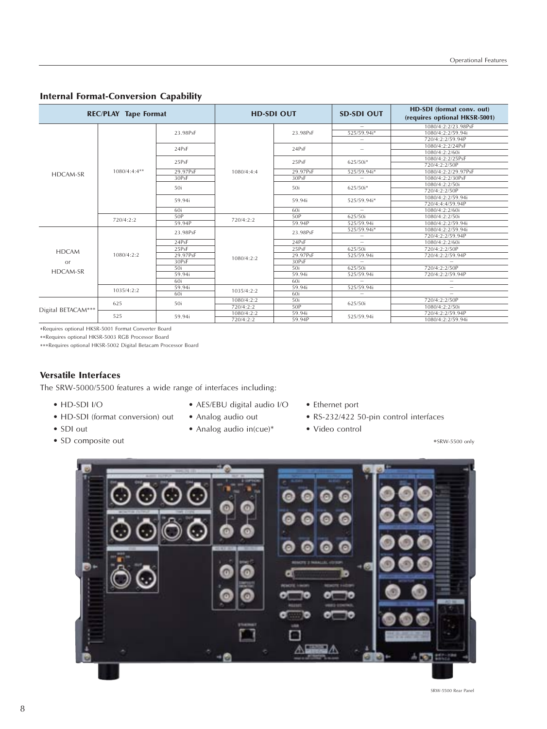## Internal Format-Conversion Capability

| REC/PLAY Tape Format | | | HD-SDI OUT | | SD-SDI OUT | HD-SDI (format conv. out) (requires optional HKSR-5001) |
|---|---|---|---|---|---|---|
| HDCAM-SR | 1080/4:4:4** | 23.98PsF | 1080/4:4:4 | 23.98PsF | – | 1080/4:2:2/23.98PsF |
| | | | | | 525/59.94i* | 1080/4:2:2/59.94i |
| | | | | | – | 720/4:2:2/59.94P |
| | | 24PsF | | 24PsF | – | 1080/4:2:2/24PsF |
| | | | | | | 1080/4:2:2/60i |
| | | 25PsF | | 25PsF | 625/50i* | 1080/4:2:2/25PsF |
| | | | | | | 720/4:2:2/50P |
| | | 29.97PsF | | 29.97PsF | 525/59.94i* | 1080/4:2:2/29.97PsF |
| | | 30PsF | | 30PsF | – | 1080/4:2:2/30PsF |
| | | 50i | | 50i | 625/50i* | 1080/4:2:2/50i |
| | | | | | | 720/4:2:2/50P |
| | | 59.94i | | 59.94i | 525/59.94i* | 1080/4:2:2/59.94i |
| | | | | | | 720/4:4:4/59.94P |
| | | 60i | | 60i | – | 1080/4:2:2/60i |
| | 720/4:2:2 | 50P | 720/4:2:2 | 50P | 625/50i | 1080/4:2:2/50i |
| | | 59.94P | | 59.94P | 525/59.94i | 1080/4:2:2/59.94i |
| HDCAM or HDCAM-SR | 1080/4:2:2 | 23.98PsF | 1080/4:2:2 | 23.98PsF | 525/59.94i* | 1080/4:2:2/59.94i |
| | | | | | – | 720/4:2:2/59.94P |
| | | 24PsF | | 24PsF | – | 1080/4:2:2/60i |
| | | 25PsF | | 25PsF | 625/50i | 720/4:2:2/50P |
| | | 29.97PsF | | 29.97PsF | 525/59.94i | 720/4:2:2/59.94P |
| | | 30PsF | | 30PsF | – | – |
| | | 50i | | 50i | 625/50i | 720/4:2:2/50P |
| | | 59.94i | | 59.94i | 525/59.94i | 720/4:2:2/59.94P |
| | | 60i | | 60i | – | – |
| | 1035/4:2:2 | 59.94i | 1035/4:2:2 | 59.94i | 525/59.94i | – |
| | | 60i | | 60i | – | – |
| Digital BETACAM*** | 625 | 50i | 1080/4:2:2 | 50i | 625/50i | 720/4:2:2/50P |
| | | | 720/4:2:2 | 50P | | 1080/4:2:2/50i |
| | 525 | 59.94i | 1080/4:2:2 | 59.94i | 525/59.94i | 720/4:2:2/59.94P |
| | | | 720/4:2:2 | 59.94P | | 1080/4:2:2/59.94i |

*Requires optional HKSR-5001 Format Converter Board

**Requires optional HKSR-5003 RGB Processor Board

***Requires optional HKSR-5002 Digital Betacam Processor Board

## Versatile Interfaces

The SRW-5000/5500 features a wide range of interfaces including:

- HD-SDI I/O
- HD-SDI (format conversion) out
- SDI out
- SD composite out
- AES/EBU digital audio I/O
- Analog audio out
- Analog audio in(cue)*
- Ethernet port
- RS-232/422 50-pin control interfaces
- Video control

*SRW-5500 only

SRW-5500 Rear Panel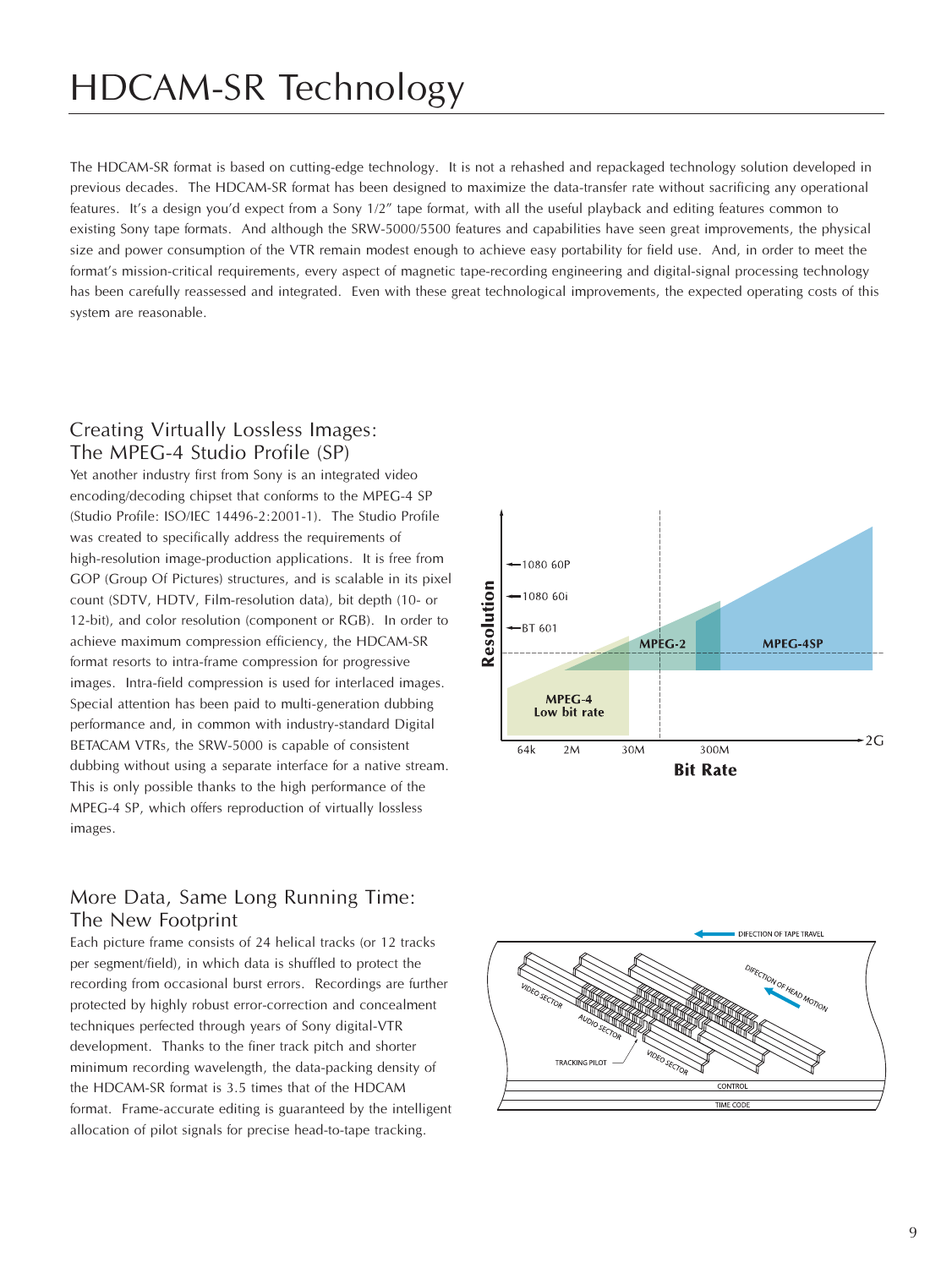# HDCAM-SR Technology

The HDCAM-SR format is based on cutting-edge technology. It is not a rehashed and repackaged technology solution developed in previous decades. The HDCAM-SR format has been designed to maximize the data-transfer rate without sacrificing any operational features. It's a design you'd expect from a Sony 1/2" tape format, with all the useful playback and editing features common to existing Sony tape formats. And although the SRW-5000/5500 features and capabilities have seen great improvements, the physical size and power consumption of the VTR remain modest enough to achieve easy portability for field use. And, in order to meet the format's mission-critical requirements, every aspect of magnetic tape-recording engineering and digital-signal processing technology has been carefully reassessed and integrated. Even with these great technological improvements, the expected operating costs of this system are reasonable.

## Creating Virtually Lossless Images: The MPEG-4 Studio Profile (SP)

Yet another industry first from Sony is an integrated video encoding/decoding chipset that conforms to the MPEG-4 SP (Studio Profile: ISO/IEC 14496-2:2001-1). The Studio Profile was created to specifically address the requirements of high-resolution image-production applications. It is free from GOP (Group Of Pictures) structures, and is scalable in its pixel count (SDTV, HDTV, Film-resolution data), bit depth (10- or 12-bit), and color resolution (component or RGB). In order to achieve maximum compression efficiency, the HDCAM-SR format resorts to intra-frame compression for progressive images. Intra-field compression is used for interlaced images. Special attention has been paid to multi-generation dubbing performance and, in common with industry-standard Digital BETACAM VTRs, the SRW-5000 is capable of consistent dubbing without using a separate interface for a native stream. This is only possible thanks to the high performance of the MPEG-4 SP, which offers reproduction of virtually lossless images.

## More Data, Same Long Running Time: The New Footprint

Each picture frame consists of 24 helical tracks (or 12 tracks per segment/field), in which data is shuffled to protect the recording from occasional burst errors. Recordings are further protected by highly robust error-correction and concealment techniques perfected through years of Sony digital-VTR development. Thanks to the finer track pitch and shorter minimum recording wavelength, the data-packing density of the HDCAM-SR format is 3.5 times that of the HDCAM format. Frame-accurate editing is guaranteed by the intelligent allocation of pilot signals for precise head-to-tape tracking.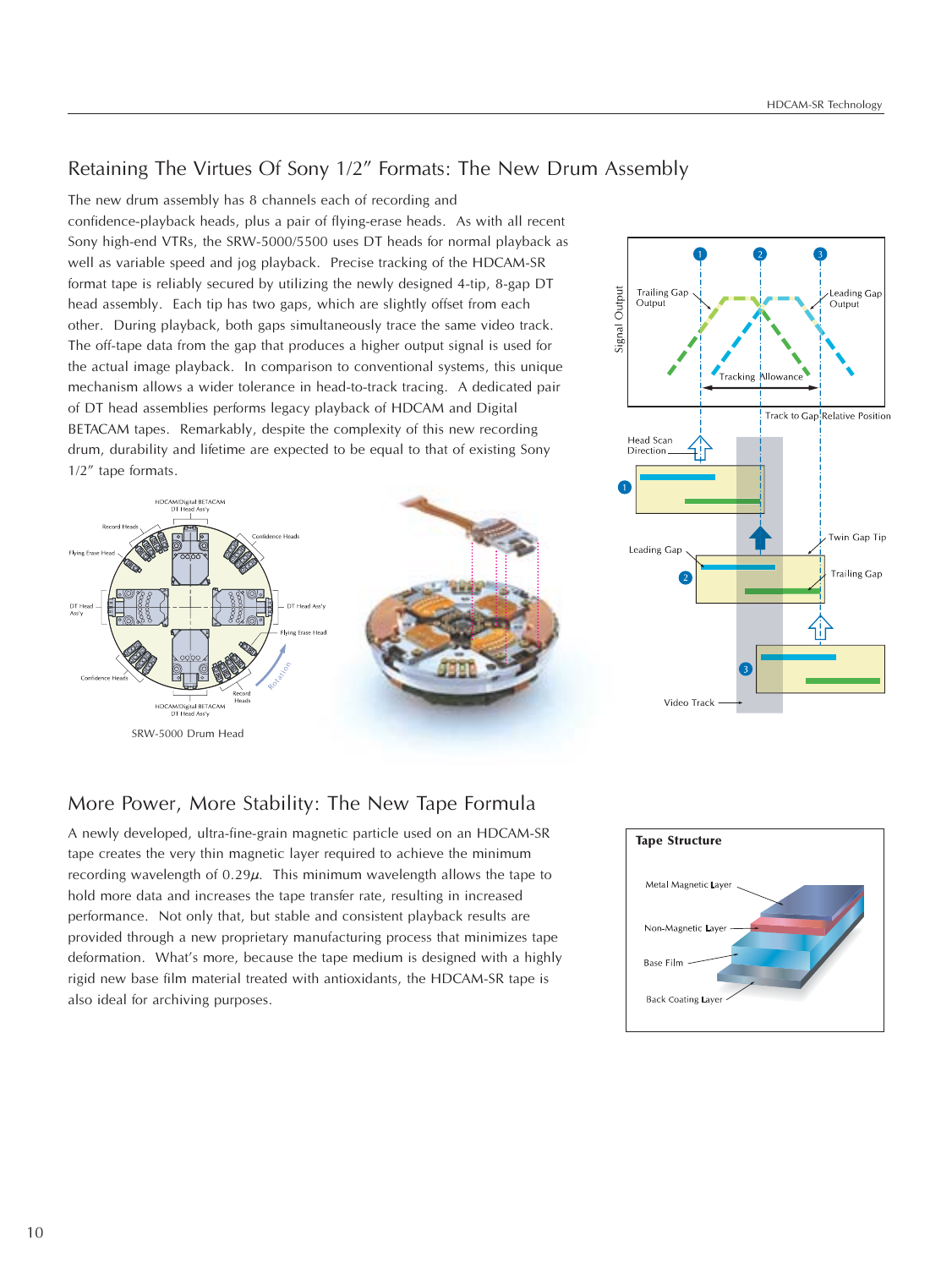## Retaining The Virtues Of Sony 1/2″ Formats: The New Drum Assembly

The new drum assembly has 8 channels each of recording and confidence-playback heads, plus a pair of flying-erase heads. As with all recent Sony high-end VTRs, the SRW-5000/5500 uses DT heads for normal playback as well as variable speed and jog playback. Precise tracking of the HDCAM-SR format tape is reliably secured by utilizing the newly designed 4-tip, 8-gap DT head assembly. Each tip has two gaps, which are slightly offset from each other. During playback, both gaps simultaneously trace the same video track. The off-tape data from the gap that produces a higher output signal is used for the actual image playback. In comparison to conventional systems, this unique mechanism allows a wider tolerance in head-to-track tracing. A dedicated pair of DT head assemblies performs legacy playback of HDCAM and Digital BETACAM tapes. Remarkably, despite the complexity of this new recording drum, durability and lifetime are expected to be equal to that of existing Sony 1/2″ tape formats.

SRW-5000 Drum Head

## More Power, More Stability: The New Tape Formula

A newly developed, ultra-fine-grain magnetic particle used on an HDCAM-SR tape creates the very thin magnetic layer required to achieve the minimum recording wavelength of 0.29$\mu$. This minimum wavelength allows the tape to hold more data and increases the tape transfer rate, resulting in increased performance. Not only that, but stable and consistent playback results are provided through a new proprietary manufacturing process that minimizes tape deformation. What's more, because the tape medium is designed with a highly rigid new base film material treated with antioxidants, the HDCAM-SR tape is also ideal for archiving purposes.

**Tape Structure**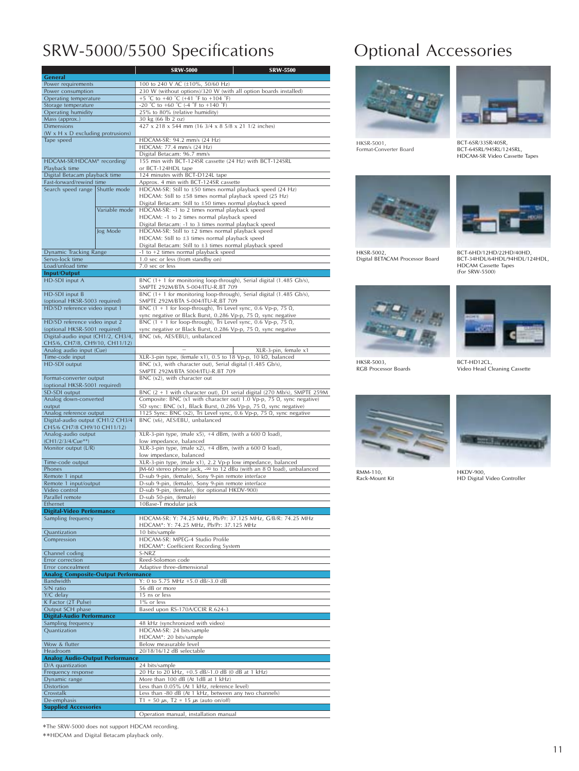# SRW-5000/5500 Specifications

| | | SRW-5000 | SRW-5500 |
|---|---|---|---|
| **General** | | | |
| Power requirements | | 100 to 240 V AC (±10%, 50/60 Hz) | |
| Power consumption | | 230 W (without options)/320 W (with all option boards installed) | |
| Operating temperature | | +5 °C to +40 °C (+41 °F to +104 °F) | |
| Storage temperature | | -20 °C to +60 °C (-4 °F to +140 °F) | |
| Operating humidity | | 25% to 80% (relative humidity) | |
| Mass (approx.) | | 30 kg (66 lb 2 oz) | |
| Dimensions (W x H x D excluding protrusions) | | 427 x 218 x 544 mm (16 3/4 x 8 5/8 x 21 1/2 inches) | |
| Tape speed | | HDCAM-SR: 94.2 mm/s (24 Hz)<br>HDCAM: 77.4 mm/s (24 Hz)<br>Digital Betacam: 96.7 mm/s | |
| HDCAM-SR/HDCAM* recording/ Playback time | | 155 min with BCT-124SR cassette (24 Hz) with BCT-124SRL or BCT-124HDL tape | |
| Digital Betacam playback time | | 124 minutes with BCT-D124L tape | |
| Fast-forward/rewind time | | Approx. 4 min with BCT-124SR cassette | |
| Search speed range | Shuttle mode | HDCAM-SR: Still to ±50 times normal playback speed (24 Hz)<br>HDCAM: Still to ±58 times normal playback speed (25 Hz)<br>Digital Betacam: Still to ±50 times normal playback speed | |
| | Variable mode | HDCAM-SR: -1 to 2 times normal playback speed<br>HDCAM: -1 to 2 times normal playback speed<br>Digital Betacam: -1 to 3 times normal playback speed | |
| | Jog Mode | HDCAM-SR: Still to ±2 times normal playback speed<br>HDCAM: Still to ±3 times normal playback speed<br>Digital Betacam: Still to ±3 times normal playback speed | |
| Dynamic Tracking Range | | -1 to +2 times normal playback speed | |
| Servo-lock time | | 1.0 sec or less (from standby on) | |
| Load/unload time | | 7.0 sec or less | |
| **Input/Output** | | | |
| HD-SDI input A | | BNC (1+ 1 for monitoring loop-through), Serial digital (1.485 Gb/s), SMPTE 292M/BTA S-004/ITU-R.BT 709 | |
| HD-SDI input B (optional HKSR-5003 required) | | BNC (1+ 1 for monitoring loop-through), Serial digital (1.485 Gb/s), SMPTE 292M/BTA S-004/ITU-R.BT 709 | |
| HD/SD reference video input 1 | | BNC (1 + 1 for loop-through), Tri Level sync, 0.6 Vp-p, 75 Ω, sync negative or Black Burst, 0.286 Vp-p, 75 Ω, sync negative | |
| HD/SD reference video input 2 (optional HKSR-5001 required) | | BNC (1 + 1 for loop-through), Tri Level sync, 0.6 Vp-p, 75 Ω, sync negative or Black Burst, 0.286 Vp-p, 75 Ω, sync negative | |
| Digital-audio input (CH1/2, CH3/4, CH5/6, CH7/8, CH9/10, CH11/12) | | BNC (x6, AES/EBU), unbalanced | |
| Analog audio input (Cue) | | – | XLR-3-pin, female x1 |
| Time-code input | | XLR-3-pin type, (female x1), 0.5 to 18 Vp-p, 10 kΩ, balanced | |
| HD-SDI output | | BNC (x3, with character out), Serial digital (1.485 Gb/s), SMPTE 292M/BTA S004/ITU-R.BT 709 | |
| Format-converter output (optional HKSR-5001 required) | | BNC (x2), with character out | |
| SD-SDI output | | BNC (2 + 1 with character out), D1 serial digital (270 Mb/s), SMPTE 259M | |
| Analog down-converted output | | Composite: BNC (x1 with character out) 1.0 Vp-p, 75 Ω, sync negative)<br>SD sync: BNC (x1, Black Burst, 0.286 Vp-p, 75 Ω, sync negative) | |
| Analog reference output | | 1125 Sync: BNC (x2), Tri Level sync, 0.6 Vp-p, 75 Ω, sync negative | |
| Digital-audio output (CH1/2 CH3/4 CH5/6 CH7/8 CH9/10 CH11/12) | | BNC (x6), AES/EBU, unbalanced | |
| Analog-audio output (CH1/2/3/4/Cue**) | | XLR-3-pin type, (male x5), +4 dBm, (with a 600 Ω load), low impedance, balanced | |
| Monitor output (L/R) | | XLR-3-pin type, (male x2), +4 dBm, (with a 600 Ω load), low impedance, balanced | |
| Time-code output | | XLR-3-pin type, (male x1), 2.2 Vp-p low impedance, balanced | |
| Phones | | JM-60 stereo phone jack, -∞ to 12 dBu (with an 8 Ω load), unbalanced | |
| Remote 1 input | | D-sub 9-pin, (female), Sony 9-pin remote interface | |
| Remote 1 input/output | | D-sub 9-pin, (female), Sony 9-pin remote interface | |
| Video control | | D-sub 9-pin, (female), (for optional HKDV-900) | |
| Parallel remote | | D-sub 50-pin, (female) | |
| Ethernet | | 10Base-T modular jack | |
| **Digital-Video Performance** | | | |
| Sampling frequency | | HDCAM-SR: Y: 74.25 MHz, Pb/Pr: 37.125 MHz, G/B/R: 74.25 MHz<br>HDCAM*: Y: 74.25 MHz, Pb/Pr: 37.125 MHz | |
| Quantization | | 10 bits/sample | |
| Compression | | HDCAM-SR: MPEG-4 Studio Profile<br>HDCAM*: Coefficient Recording System | |
| Channel coding | | S-NRZ | |
| Error correction | | Reed-Solomon code | |
| Error concealment | | Adaptive three-dimensional | |
| **Analog Composite-Output Performance** | | | |
| Bandwidth | | Y: 0 to 5.75 MHz +5.0 dB/-3.0 dB | |
| S/N ratio | | 56 dB or more | |
| Y/C delay | | 15 ns or less | |
| K Factor (2T Pulse) | | 1% or less | |
| Output SCH phase | | Based upon RS-170A/CCIR R.624-3 | |
| **Digital-Audio Performance** | | | |
| Sampling frequency | | 48 kHz (synchronized with video) | |
| Quantization | | HDCAM-SR: 24 bits/sample<br>HDCAM*: 20 bits/sample | |
| Wow & flutter | | Below measurable level | |
| Headroom | | 20/18/16/12 dB selectable | |
| **Analog Audio-Output Performance** | | | |
| D/A quantization | | 24 bits/sample | |
| Frequency response | | 20 Hz to 20 kHz, +0.5 dB/-1.0 dB (0 dB at 1 kHz) | |
| Dynamic range | | More than 100 dB (At 1dB at 1 kHz) | |
| Distortion | | Less than 0.05% (At 1 kHz, reference level) | |
| Crosstalk | | Less than -80 dB (At 1 kHz, between any two channels) | |
| De-emphasis | | T1 = 50 μs, T2 = 15 μs (auto on/off) | |
| **Supplied Accessories** | | | |
| | | Operation manual, installation manual | |

*The SRW-5000 does not support HDCAM recording.

**HDCAM and Digital Betacam playback only.

# Optional Accessories

HKSR-5001,
Format-Converter Board

BCT-6SR/33SR/40SR,
BCT-64SRL/94SRL/124SRL,
HDCAM-SR Video Cassette Tapes

HKSR-5002,
Digital BETACAM Processor Board

BCT-6HD/12HD/22HD/40HD,
BCT-34HDL/64HDL/94HDL/124HDL,
HDCAM Cassette Tapes
(For SRW-5500)

HKSR-5003,
RGB Processor Boards

BCT-HD12CL,
Video Head Cleaning Cassette

RMM-110,
Rack-Mount Kit

HKDV-900,
HD Digital Video Controller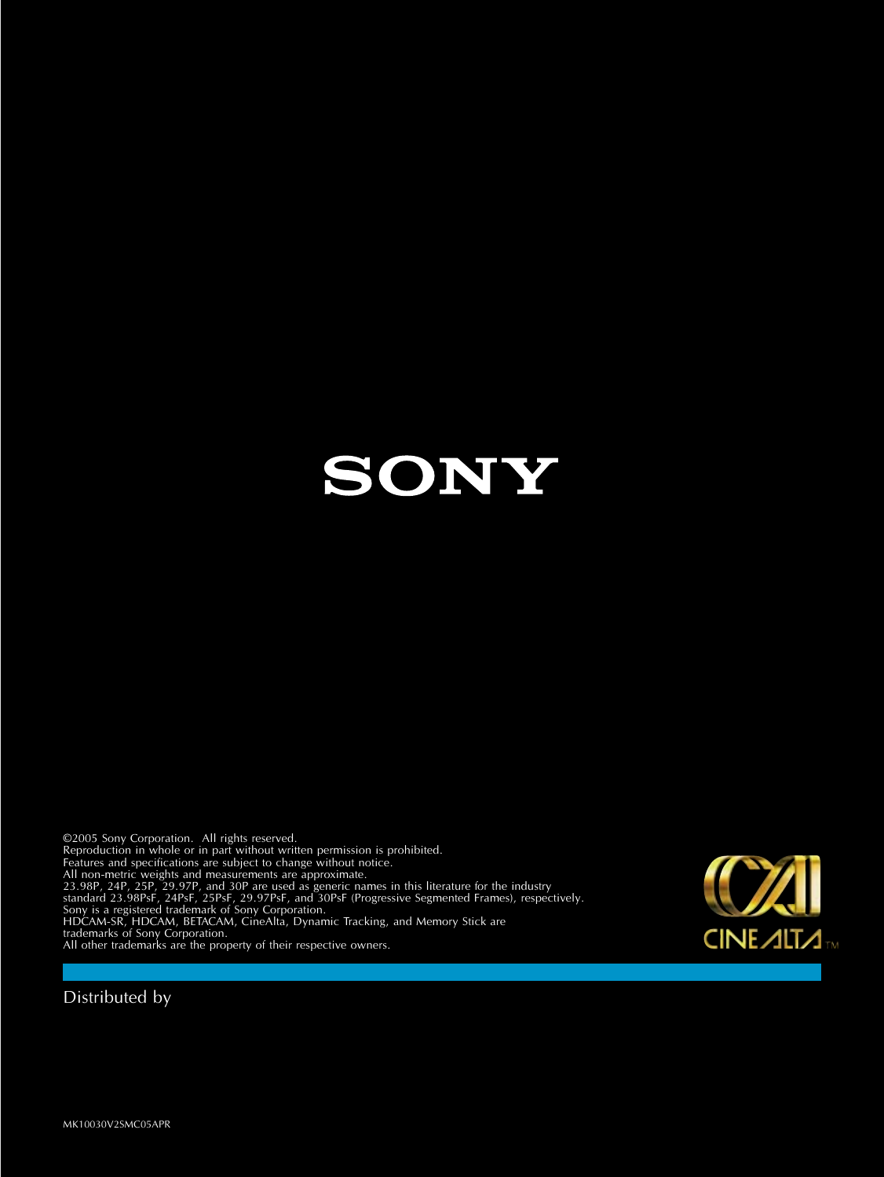SONY

©2005 Sony Corporation. All rights reserved.
Reproduction in whole or in part without written permission is prohibited.
Features and specifications are subject to change without notice.
All non-metric weights and measurements are approximate.
23.98P, 24P, 25P, 29.97P, and 30P are used as generic names in this literature for the industry standard 23.98PsF, 24PsF, 25PsF, 29.97PsF, and 30PsF (Progressive Segmented Frames), respectively.
Sony is a registered trademark of Sony Corporation.
HDCAM-SR, HDCAM, BETACAM, CineAlta, Dynamic Tracking, and Memory Stick are trademarks of Sony Corporation.
All other trademarks are the property of their respective owners.

CINEALTA TM

Distributed by

MK10030V2SMC05APR